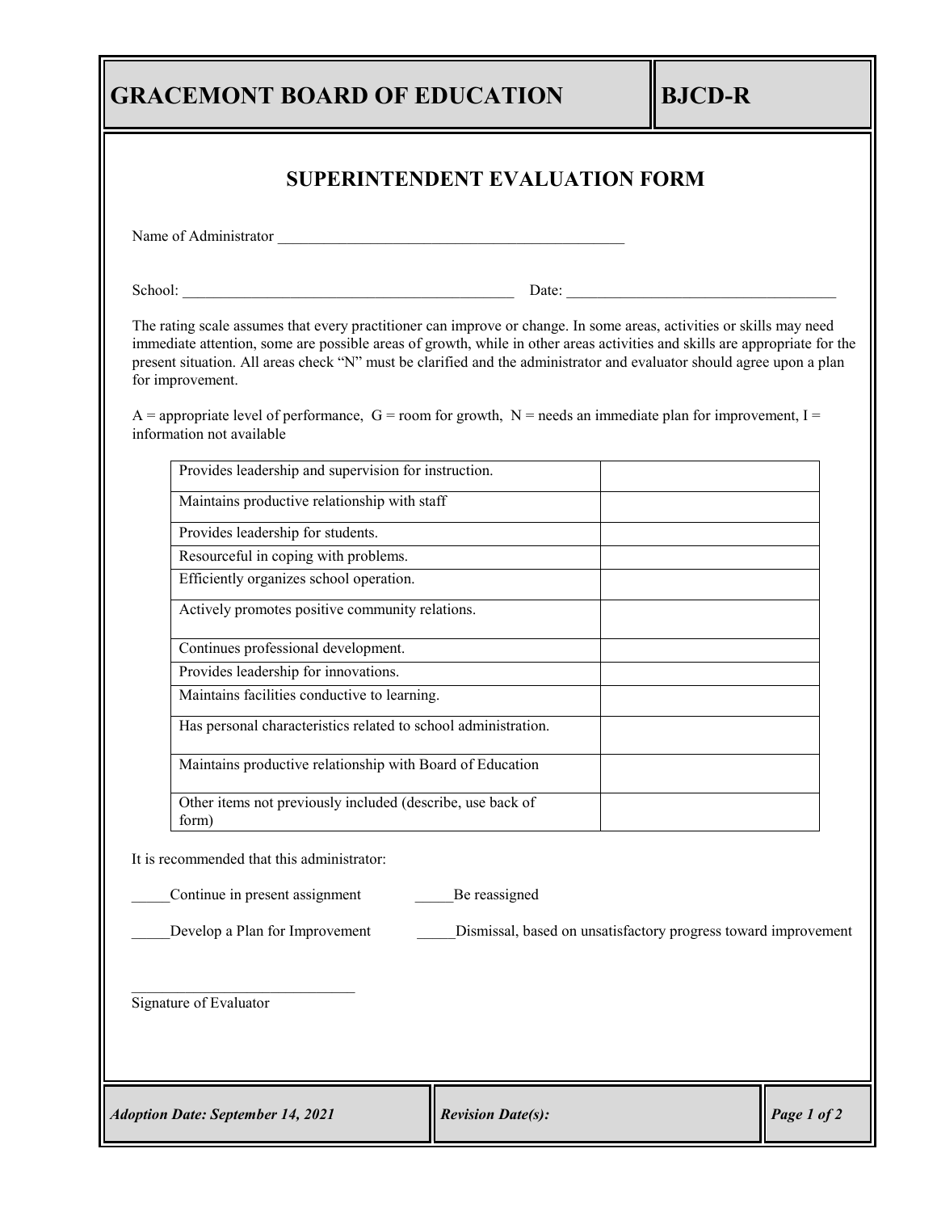# GRACEMONT BOARD OF EDUCATION

**BJCD-R**

## SUPERINTENDENT EVALUATION FORM

Name of Administrator _______________________________________________

School: ______________________________________________ Date: _____________________________________

The rating scale assumes that every practitioner can improve or change. In some areas, activities or skills may need immediate attention, some are possible areas of growth, while in other areas activities and skills are appropriate for the present situation. All areas check "N" must be clarified and the administrator and evaluator should agree upon a plan for improvement.

A = appropriate level of performance, G = room for growth, N = needs an immediate plan for improvement, I = information not available

| | |
|---|---|
| Provides leadership and supervision for instruction. | |
| Maintains productive relationship with staff | |
| Provides leadership for students. | |
| Resourceful in coping with problems. | |
| Efficiently organizes school operation. | |
| Actively promotes positive community relations. | |
| Continues professional development. | |
| Provides leadership for innovations. | |
| Maintains facilities conductive to learning. | |
| Has personal characteristics related to school administration. | |
| Maintains productive relationship with Board of Education | |
| Other items not previously included (describe, use back of form) | |

It is recommended that this administrator:

_____Continue in present assignment _____Be reassigned

_____Develop a Plan for Improvement _____Dismissal, based on unsatisfactory progress toward improvement

______________________________
Signature of Evaluator

*Adoption Date: September 14, 2021* | *Revision Date(s):*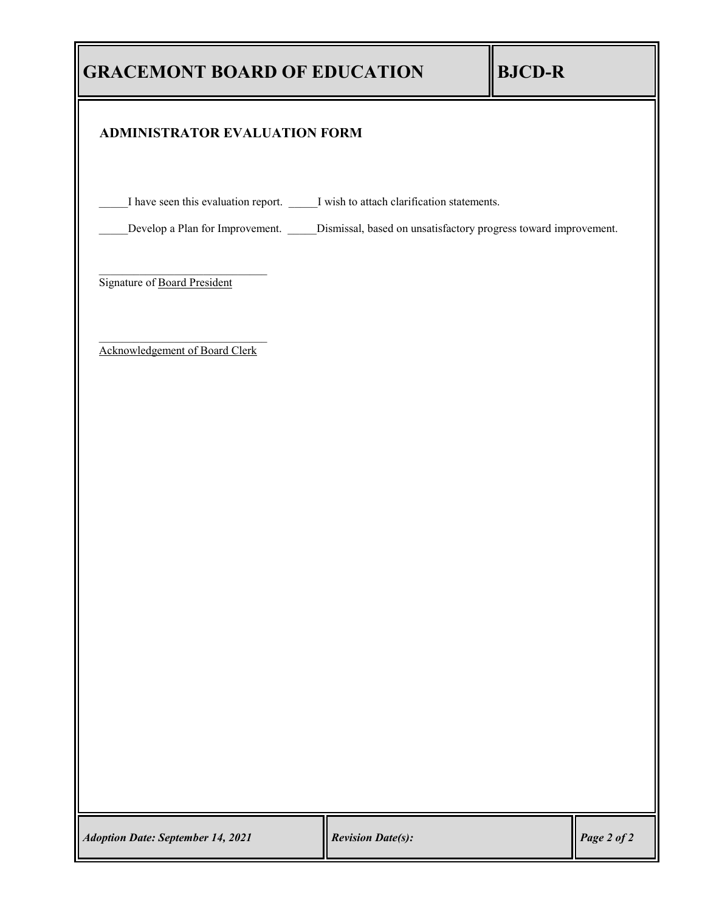GRACEMONT BOARD OF EDUCATION — BJCD-R

**ADMINISTRATOR EVALUATION FORM**

_____I have seen this evaluation report. _____I wish to attach clarification statements.

_____Develop a Plan for Improvement. _____Dismissal, based on unsatisfactory progress toward improvement.

______________________________
Signature of Board President

______________________________
Acknowledgement of Board Clerk

*Adoption Date: September 14, 2021* | *Revision Date(s):*